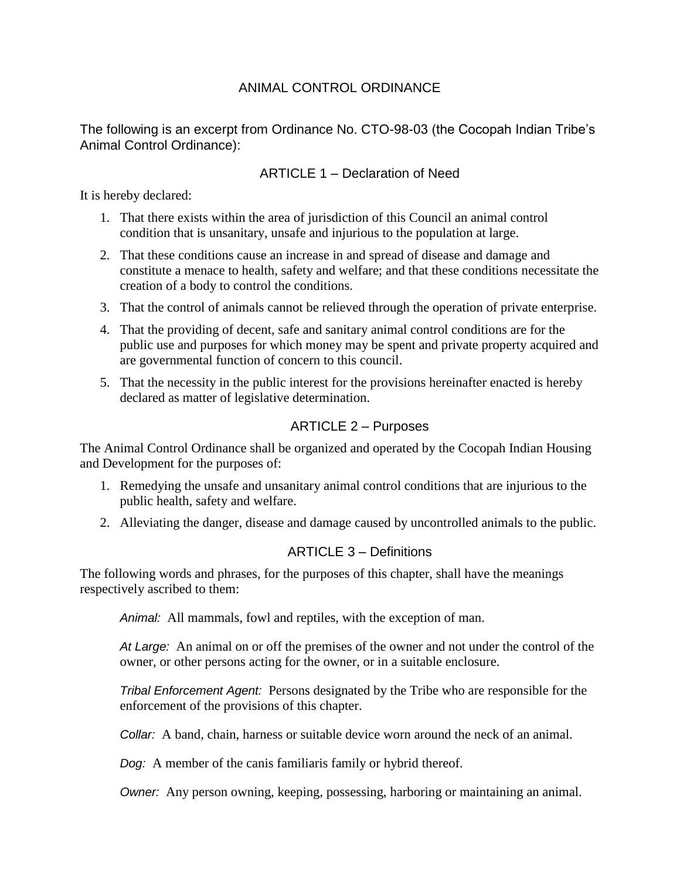# ANIMAL CONTROL ORDINANCE

The following is an excerpt from Ordinance No. CTO-98-03 (the Cocopah Indian Tribe's Animal Control Ordinance):

## ARTICLE 1 – Declaration of Need

It is hereby declared:

1. That there exists within the area of jurisdiction of this Council an animal control condition that is unsanitary, unsafe and injurious to the population at large.
2. That these conditions cause an increase in and spread of disease and damage and constitute a menace to health, safety and welfare; and that these conditions necessitate the creation of a body to control the conditions.
3. That the control of animals cannot be relieved through the operation of private enterprise.
4. That the providing of decent, safe and sanitary animal control conditions are for the public use and purposes for which money may be spent and private property acquired and are governmental function of concern to this council.
5. That the necessity in the public interest for the provisions hereinafter enacted is hereby declared as matter of legislative determination.

## ARTICLE 2 – Purposes

The Animal Control Ordinance shall be organized and operated by the Cocopah Indian Housing and Development for the purposes of:

1. Remedying the unsafe and unsanitary animal control conditions that are injurious to the public health, safety and welfare.
2. Alleviating the danger, disease and damage caused by uncontrolled animals to the public.

## ARTICLE 3 – Definitions

The following words and phrases, for the purposes of this chapter, shall have the meanings respectively ascribed to them:

*Animal:* All mammals, fowl and reptiles, with the exception of man.

*At Large:* An animal on or off the premises of the owner and not under the control of the owner, or other persons acting for the owner, or in a suitable enclosure.

*Tribal Enforcement Agent:* Persons designated by the Tribe who are responsible for the enforcement of the provisions of this chapter.

*Collar:* A band, chain, harness or suitable device worn around the neck of an animal.

*Dog:* A member of the canis familiaris family or hybrid thereof.

*Owner:* Any person owning, keeping, possessing, harboring or maintaining an animal.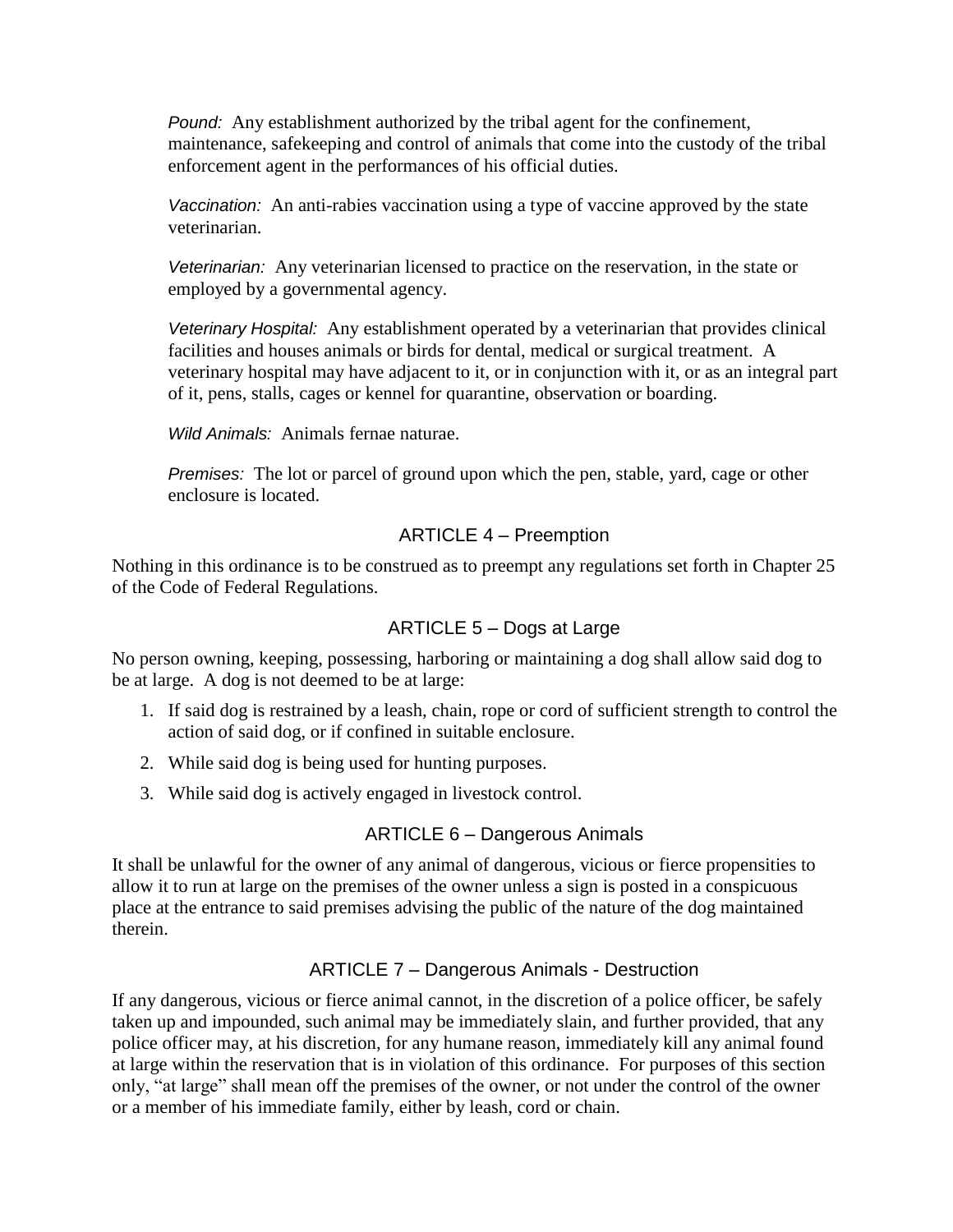*Pound:* Any establishment authorized by the tribal agent for the confinement, maintenance, safekeeping and control of animals that come into the custody of the tribal enforcement agent in the performances of his official duties.

*Vaccination:* An anti-rabies vaccination using a type of vaccine approved by the state veterinarian.

*Veterinarian:* Any veterinarian licensed to practice on the reservation, in the state or employed by a governmental agency.

*Veterinary Hospital:* Any establishment operated by a veterinarian that provides clinical facilities and houses animals or birds for dental, medical or surgical treatment. A veterinary hospital may have adjacent to it, or in conjunction with it, or as an integral part of it, pens, stalls, cages or kennel for quarantine, observation or boarding.

*Wild Animals:* Animals fernae naturae.

*Premises:* The lot or parcel of ground upon which the pen, stable, yard, cage or other enclosure is located.

## ARTICLE 4 – Preemption

Nothing in this ordinance is to be construed as to preempt any regulations set forth in Chapter 25 of the Code of Federal Regulations.

## ARTICLE 5 – Dogs at Large

No person owning, keeping, possessing, harboring or maintaining a dog shall allow said dog to be at large. A dog is not deemed to be at large:

1. If said dog is restrained by a leash, chain, rope or cord of sufficient strength to control the action of said dog, or if confined in suitable enclosure.
2. While said dog is being used for hunting purposes.
3. While said dog is actively engaged in livestock control.

## ARTICLE 6 – Dangerous Animals

It shall be unlawful for the owner of any animal of dangerous, vicious or fierce propensities to allow it to run at large on the premises of the owner unless a sign is posted in a conspicuous place at the entrance to said premises advising the public of the nature of the dog maintained therein.

## ARTICLE 7 – Dangerous Animals - Destruction

If any dangerous, vicious or fierce animal cannot, in the discretion of a police officer, be safely taken up and impounded, such animal may be immediately slain, and further provided, that any police officer may, at his discretion, for any humane reason, immediately kill any animal found at large within the reservation that is in violation of this ordinance. For purposes of this section only, "at large" shall mean off the premises of the owner, or not under the control of the owner or a member of his immediate family, either by leash, cord or chain.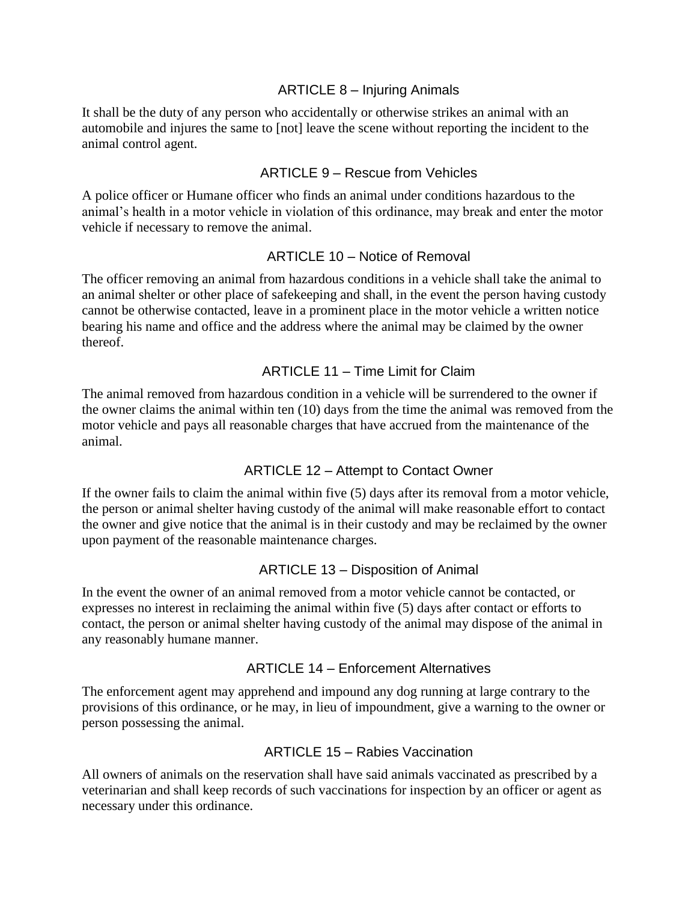## ARTICLE 8 – Injuring Animals

It shall be the duty of any person who accidentally or otherwise strikes an animal with an automobile and injures the same to [not] leave the scene without reporting the incident to the animal control agent.

## ARTICLE 9 – Rescue from Vehicles

A police officer or Humane officer who finds an animal under conditions hazardous to the animal's health in a motor vehicle in violation of this ordinance, may break and enter the motor vehicle if necessary to remove the animal.

## ARTICLE 10 – Notice of Removal

The officer removing an animal from hazardous conditions in a vehicle shall take the animal to an animal shelter or other place of safekeeping and shall, in the event the person having custody cannot be otherwise contacted, leave in a prominent place in the motor vehicle a written notice bearing his name and office and the address where the animal may be claimed by the owner thereof.

## ARTICLE 11 – Time Limit for Claim

The animal removed from hazardous condition in a vehicle will be surrendered to the owner if the owner claims the animal within ten (10) days from the time the animal was removed from the motor vehicle and pays all reasonable charges that have accrued from the maintenance of the animal.

## ARTICLE 12 – Attempt to Contact Owner

If the owner fails to claim the animal within five (5) days after its removal from a motor vehicle, the person or animal shelter having custody of the animal will make reasonable effort to contact the owner and give notice that the animal is in their custody and may be reclaimed by the owner upon payment of the reasonable maintenance charges.

## ARTICLE 13 – Disposition of Animal

In the event the owner of an animal removed from a motor vehicle cannot be contacted, or expresses no interest in reclaiming the animal within five (5) days after contact or efforts to contact, the person or animal shelter having custody of the animal may dispose of the animal in any reasonably humane manner.

## ARTICLE 14 – Enforcement Alternatives

The enforcement agent may apprehend and impound any dog running at large contrary to the provisions of this ordinance, or he may, in lieu of impoundment, give a warning to the owner or person possessing the animal.

## ARTICLE 15 – Rabies Vaccination

All owners of animals on the reservation shall have said animals vaccinated as prescribed by a veterinarian and shall keep records of such vaccinations for inspection by an officer or agent as necessary under this ordinance.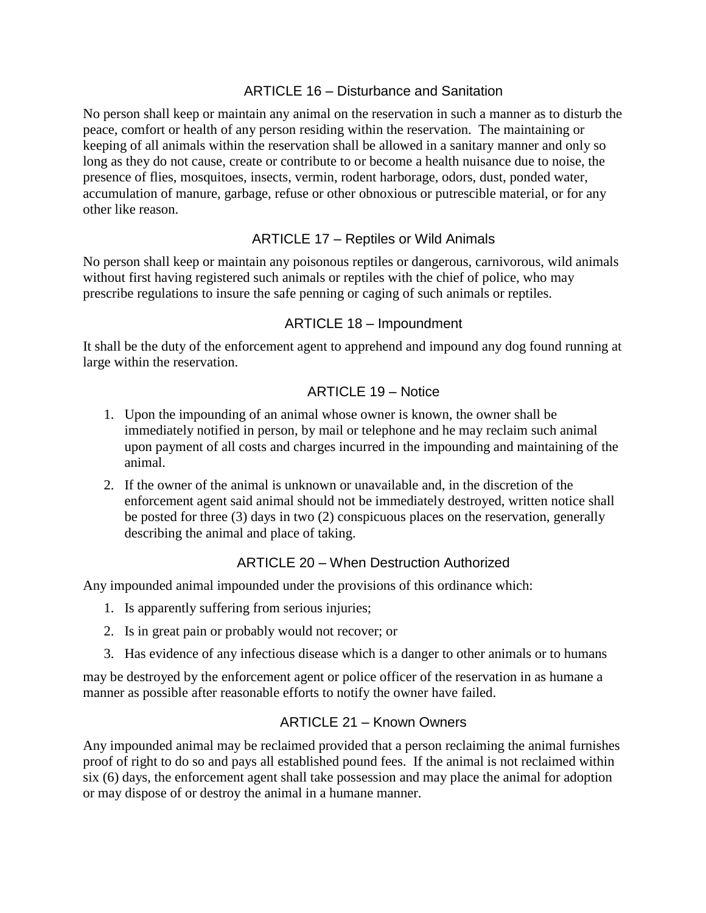## ARTICLE 16 – Disturbance and Sanitation

No person shall keep or maintain any animal on the reservation in such a manner as to disturb the peace, comfort or health of any person residing within the reservation. The maintaining or keeping of all animals within the reservation shall be allowed in a sanitary manner and only so long as they do not cause, create or contribute to or become a health nuisance due to noise, the presence of flies, mosquitoes, insects, vermin, rodent harborage, odors, dust, ponded water, accumulation of manure, garbage, refuse or other obnoxious or putrescible material, or for any other like reason.

## ARTICLE 17 – Reptiles or Wild Animals

No person shall keep or maintain any poisonous reptiles or dangerous, carnivorous, wild animals without first having registered such animals or reptiles with the chief of police, who may prescribe regulations to insure the safe penning or caging of such animals or reptiles.

## ARTICLE 18 – Impoundment

It shall be the duty of the enforcement agent to apprehend and impound any dog found running at large within the reservation.

## ARTICLE 19 – Notice

1. Upon the impounding of an animal whose owner is known, the owner shall be immediately notified in person, by mail or telephone and he may reclaim such animal upon payment of all costs and charges incurred in the impounding and maintaining of the animal.
2. If the owner of the animal is unknown or unavailable and, in the discretion of the enforcement agent said animal should not be immediately destroyed, written notice shall be posted for three (3) days in two (2) conspicuous places on the reservation, generally describing the animal and place of taking.

## ARTICLE 20 – When Destruction Authorized

Any impounded animal impounded under the provisions of this ordinance which:

1. Is apparently suffering from serious injuries;
2. Is in great pain or probably would not recover; or
3. Has evidence of any infectious disease which is a danger to other animals or to humans

may be destroyed by the enforcement agent or police officer of the reservation in as humane a manner as possible after reasonable efforts to notify the owner have failed.

## ARTICLE 21 – Known Owners

Any impounded animal may be reclaimed provided that a person reclaiming the animal furnishes proof of right to do so and pays all established pound fees. If the animal is not reclaimed within six (6) days, the enforcement agent shall take possession and may place the animal for adoption or may dispose of or destroy the animal in a humane manner.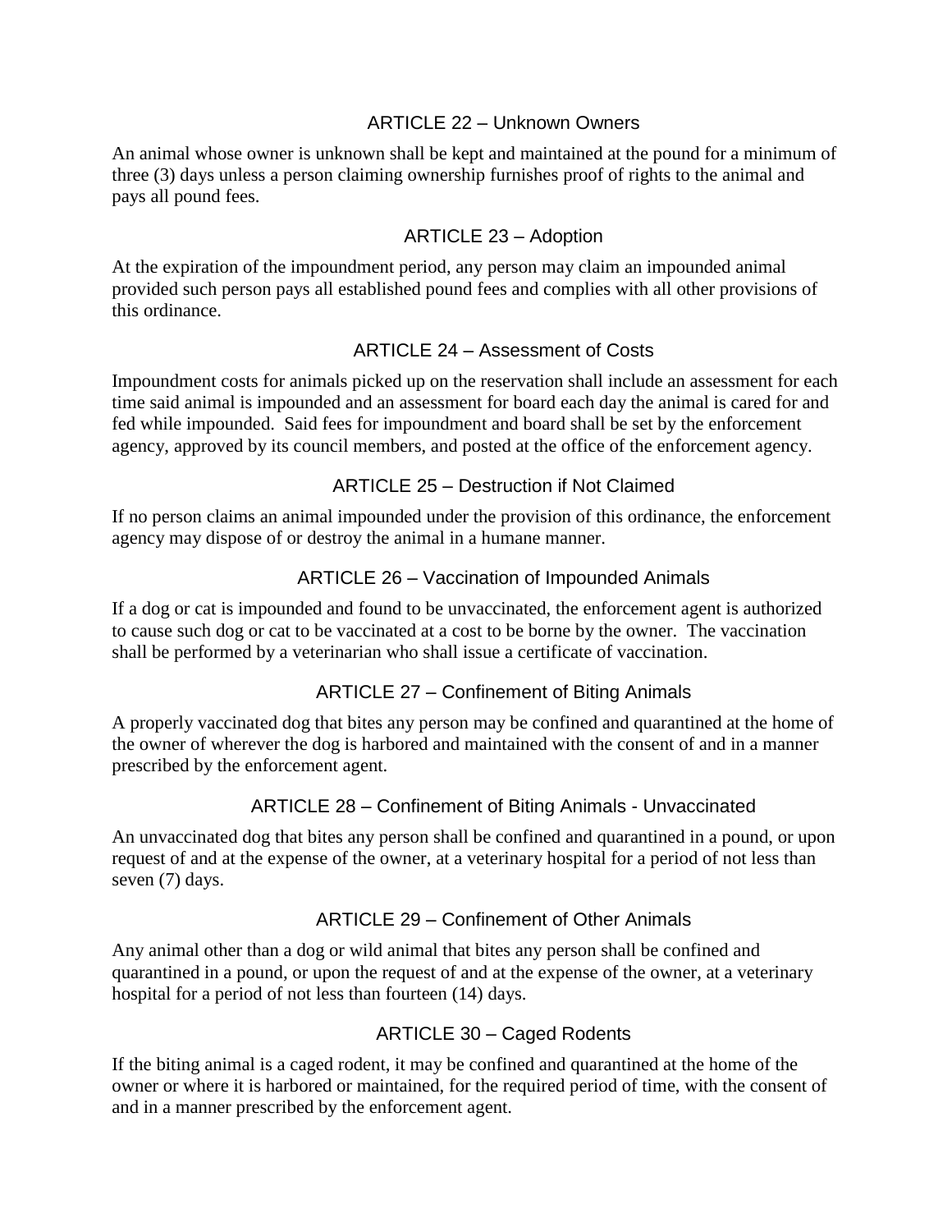## ARTICLE 22 – Unknown Owners

An animal whose owner is unknown shall be kept and maintained at the pound for a minimum of three (3) days unless a person claiming ownership furnishes proof of rights to the animal and pays all pound fees.

## ARTICLE 23 – Adoption

At the expiration of the impoundment period, any person may claim an impounded animal provided such person pays all established pound fees and complies with all other provisions of this ordinance.

## ARTICLE 24 – Assessment of Costs

Impoundment costs for animals picked up on the reservation shall include an assessment for each time said animal is impounded and an assessment for board each day the animal is cared for and fed while impounded. Said fees for impoundment and board shall be set by the enforcement agency, approved by its council members, and posted at the office of the enforcement agency.

## ARTICLE 25 – Destruction if Not Claimed

If no person claims an animal impounded under the provision of this ordinance, the enforcement agency may dispose of or destroy the animal in a humane manner.

## ARTICLE 26 – Vaccination of Impounded Animals

If a dog or cat is impounded and found to be unvaccinated, the enforcement agent is authorized to cause such dog or cat to be vaccinated at a cost to be borne by the owner. The vaccination shall be performed by a veterinarian who shall issue a certificate of vaccination.

## ARTICLE 27 – Confinement of Biting Animals

A properly vaccinated dog that bites any person may be confined and quarantined at the home of the owner of wherever the dog is harbored and maintained with the consent of and in a manner prescribed by the enforcement agent.

## ARTICLE 28 – Confinement of Biting Animals - Unvaccinated

An unvaccinated dog that bites any person shall be confined and quarantined in a pound, or upon request of and at the expense of the owner, at a veterinary hospital for a period of not less than seven (7) days.

## ARTICLE 29 – Confinement of Other Animals

Any animal other than a dog or wild animal that bites any person shall be confined and quarantined in a pound, or upon the request of and at the expense of the owner, at a veterinary hospital for a period of not less than fourteen (14) days.

## ARTICLE 30 – Caged Rodents

If the biting animal is a caged rodent, it may be confined and quarantined at the home of the owner or where it is harbored or maintained, for the required period of time, with the consent of and in a manner prescribed by the enforcement agent.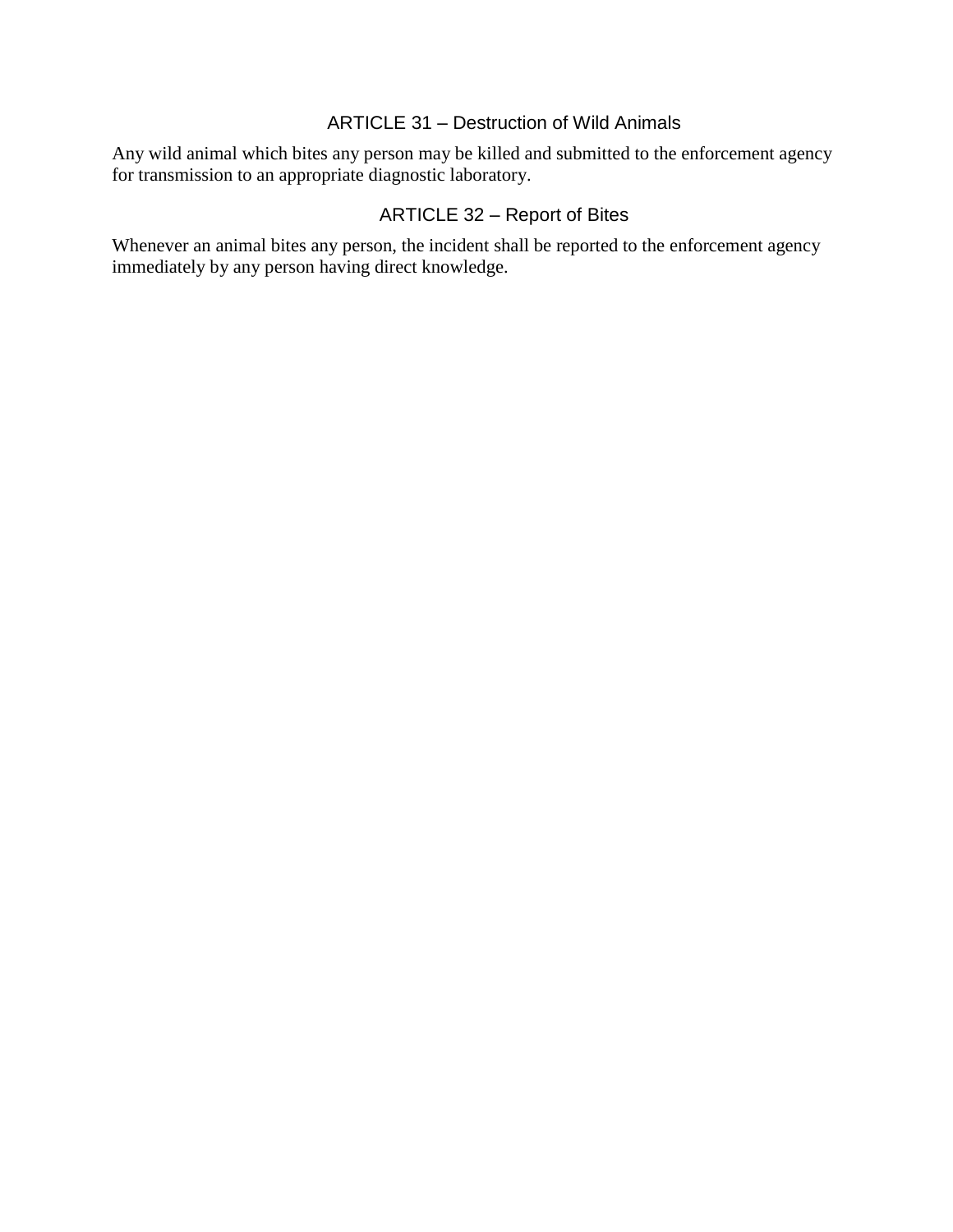## ARTICLE 31 – Destruction of Wild Animals

Any wild animal which bites any person may be killed and submitted to the enforcement agency for transmission to an appropriate diagnostic laboratory.

## ARTICLE 32 – Report of Bites

Whenever an animal bites any person, the incident shall be reported to the enforcement agency immediately by any person having direct knowledge.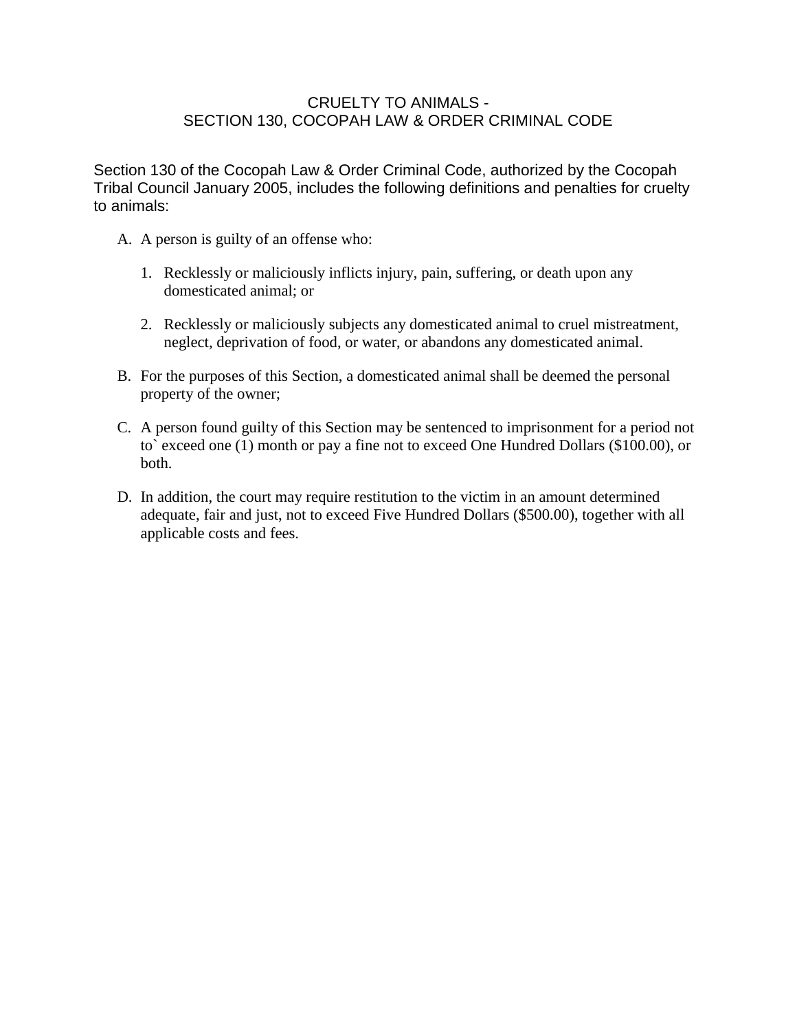# CRUELTY TO ANIMALS - SECTION 130, COCOPAH LAW & ORDER CRIMINAL CODE

Section 130 of the Cocopah Law & Order Criminal Code, authorized by the Cocopah Tribal Council January 2005, includes the following definitions and penalties for cruelty to animals:

A. A person is guilty of an offense who:

   1. Recklessly or maliciously inflicts injury, pain, suffering, or death upon any domesticated animal; or

   2. Recklessly or maliciously subjects any domesticated animal to cruel mistreatment, neglect, deprivation of food, or water, or abandons any domesticated animal.

B. For the purposes of this Section, a domesticated animal shall be deemed the personal property of the owner;

C. A person found guilty of this Section may be sentenced to imprisonment for a period not to` exceed one (1) month or pay a fine not to exceed One Hundred Dollars ($100.00), or both.

D. In addition, the court may require restitution to the victim in an amount determined adequate, fair and just, not to exceed Five Hundred Dollars ($500.00), together with all applicable costs and fees.